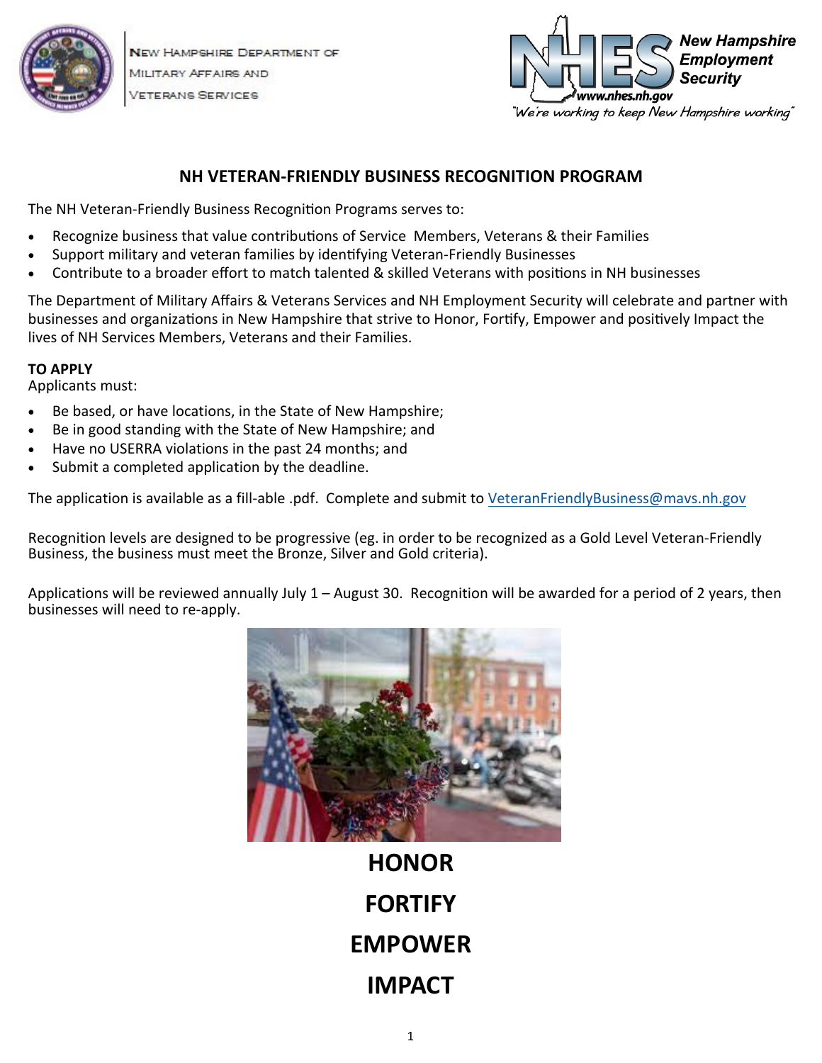New Hampshire Department of Military Affairs and Veterans Services

New Hampshire Employment Security
www.nhes.nh.gov
"We're working to keep New Hampshire working"

## NH VETERAN-FRIENDLY BUSINESS RECOGNITION PROGRAM

The NH Veteran-Friendly Business Recognition Programs serves to:

- Recognize business that value contributions of Service Members, Veterans & their Families
- Support military and veteran families by identifying Veteran-Friendly Businesses
- Contribute to a broader effort to match talented & skilled Veterans with positions in NH businesses

The Department of Military Affairs & Veterans Services and NH Employment Security will celebrate and partner with businesses and organizations in New Hampshire that strive to Honor, Fortify, Empower and positively Impact the lives of NH Services Members, Veterans and their Families.

**TO APPLY**
Applicants must:

- Be based, or have locations, in the State of New Hampshire;
- Be in good standing with the State of New Hampshire; and
- Have no USERRA violations in the past 24 months; and
- Submit a completed application by the deadline.

The application is available as a fill-able .pdf. Complete and submit to VeteranFriendlyBusiness@mavs.nh.gov

Recognition levels are designed to be progressive (eg. in order to be recognized as a Gold Level Veteran-Friendly Business, the business must meet the Bronze, Silver and Gold criteria).

Applications will be reviewed annually July 1 – August 30. Recognition will be awarded for a period of 2 years, then businesses will need to re-apply.

**HONOR**

**FORTIFY**

**EMPOWER**

**IMPACT**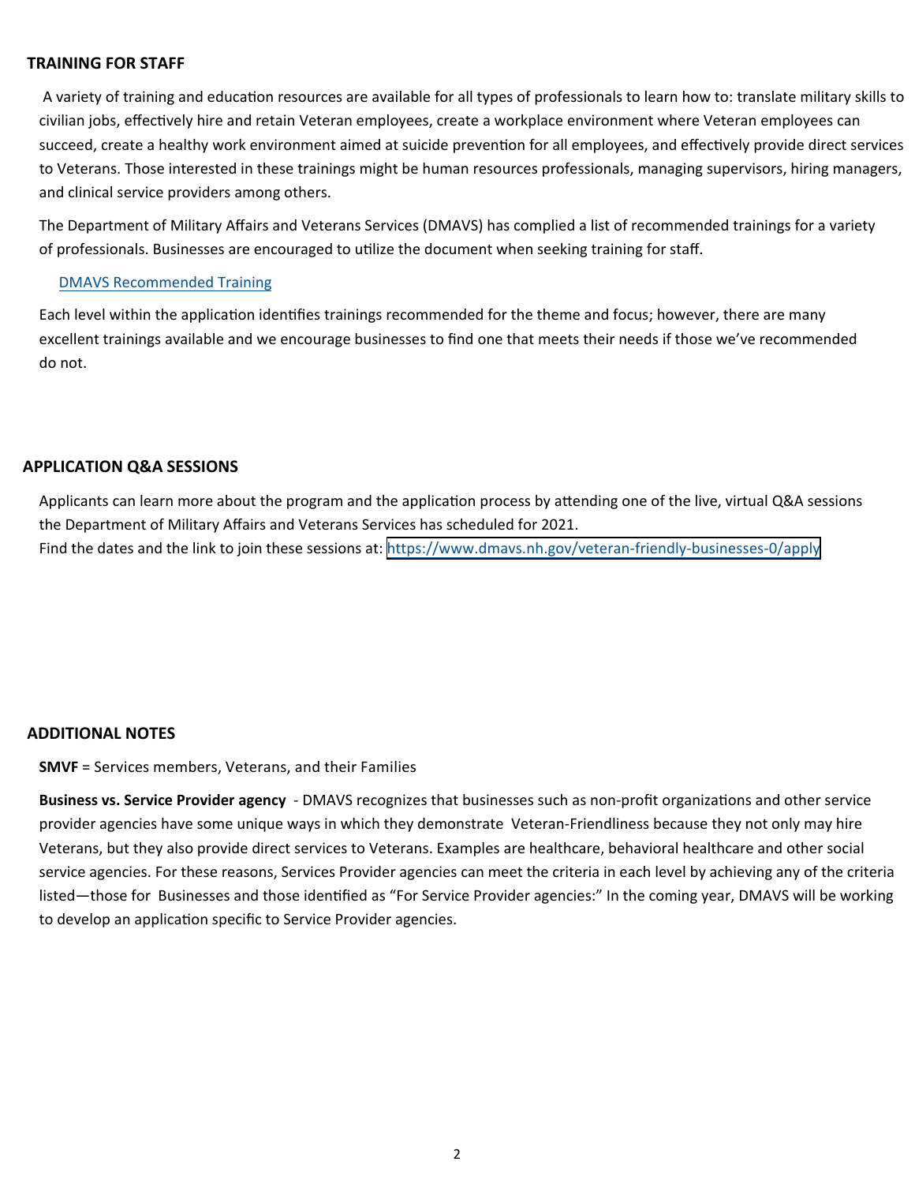## TRAINING FOR STAFF

A variety of training and education resources are available for all types of professionals to learn how to: translate military skills to civilian jobs, effectively hire and retain Veteran employees, create a workplace environment where Veteran employees can succeed, create a healthy work environment aimed at suicide prevention for all employees, and effectively provide direct services to Veterans. Those interested in these trainings might be human resources professionals, managing supervisors, hiring managers, and clinical service providers among others.

The Department of Military Affairs and Veterans Services (DMAVS) has complied a list of recommended trainings for a variety of professionals. Businesses are encouraged to utilize the document when seeking training for staff.

DMAVS Recommended Training

Each level within the application identifies trainings recommended for the theme and focus; however, there are many excellent trainings available and we encourage businesses to find one that meets their needs if those we've recommended do not.

## APPLICATION Q&A SESSIONS

Applicants can learn more about the program and the application process by attending one of the live, virtual Q&A sessions the Department of Military Affairs and Veterans Services has scheduled for 2021.
Find the dates and the link to join these sessions at: https://www.dmavs.nh.gov/veteran-friendly-businesses-0/apply

## ADDITIONAL NOTES

**SMVF** = Services members, Veterans, and their Families

**Business vs. Service Provider agency** - DMAVS recognizes that businesses such as non-profit organizations and other service provider agencies have some unique ways in which they demonstrate Veteran-Friendliness because they not only may hire Veterans, but they also provide direct services to Veterans. Examples are healthcare, behavioral healthcare and other social service agencies. For these reasons, Services Provider agencies can meet the criteria in each level by achieving any of the criteria listed—those for Businesses and those identified as "For Service Provider agencies:" In the coming year, DMAVS will be working to develop an application specific to Service Provider agencies.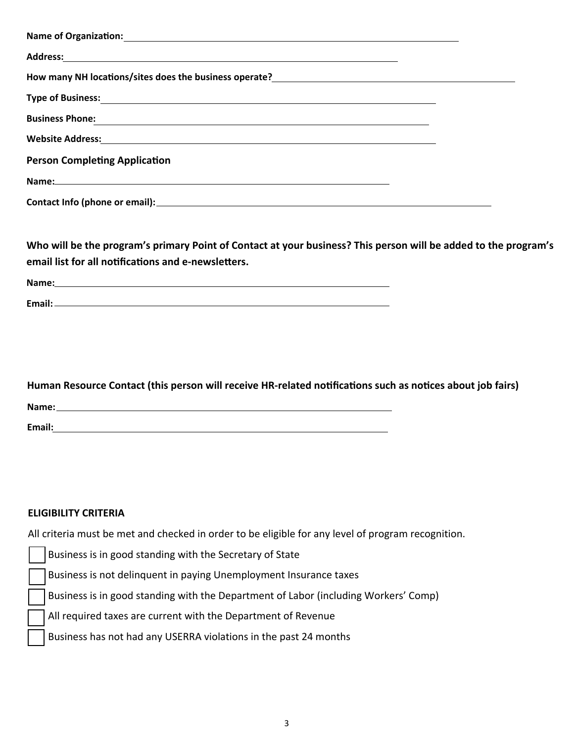**Name of Organization:** \_\_\_\_\_\_\_\_\_\_\_\_\_\_\_\_\_\_\_\_\_\_\_\_\_\_\_\_\_\_\_\_\_\_\_\_\_\_\_\_\_\_\_\_\_\_\_\_

**Address:** \_\_\_\_\_\_\_\_\_\_\_\_\_\_\_\_\_\_\_\_\_\_\_\_\_\_\_\_\_\_\_\_\_\_\_\_\_\_\_\_\_\_\_\_\_\_\_\_

**How many NH locations/sites does the business operate?** \_\_\_\_\_\_\_\_\_\_\_\_\_\_\_\_\_\_\_\_\_\_\_\_\_\_\_\_\_\_\_\_\_\_

**Type of Business:** \_\_\_\_\_\_\_\_\_\_\_\_\_\_\_\_\_\_\_\_\_\_\_\_\_\_\_\_\_\_\_\_\_\_\_\_\_\_\_\_\_\_\_\_\_\_\_\_

**Business Phone:** \_\_\_\_\_\_\_\_\_\_\_\_\_\_\_\_\_\_\_\_\_\_\_\_\_\_\_\_\_\_\_\_\_\_\_\_\_\_\_\_\_\_\_\_\_\_\_\_

**Website Address:** \_\_\_\_\_\_\_\_\_\_\_\_\_\_\_\_\_\_\_\_\_\_\_\_\_\_\_\_\_\_\_\_\_\_\_\_\_\_\_\_\_\_\_\_\_\_\_\_

**Person Completing Application**

**Name:** \_\_\_\_\_\_\_\_\_\_\_\_\_\_\_\_\_\_\_\_\_\_\_\_\_\_\_\_\_\_\_\_\_\_\_\_\_\_\_\_\_\_\_\_\_\_\_\_

**Contact Info (phone or email):** \_\_\_\_\_\_\_\_\_\_\_\_\_\_\_\_\_\_\_\_\_\_\_\_\_\_\_\_\_\_\_\_\_\_\_\_\_\_\_\_\_\_\_\_\_\_\_\_

**Who will be the program's primary Point of Contact at your business? This person will be added to the program's email list for all notifications and e-newsletters.**

**Name:** \_\_\_\_\_\_\_\_\_\_\_\_\_\_\_\_\_\_\_\_\_\_\_\_\_\_\_\_\_\_\_\_\_\_\_\_\_\_\_\_\_\_\_\_\_\_\_\_

**Email:** \_\_\_\_\_\_\_\_\_\_\_\_\_\_\_\_\_\_\_\_\_\_\_\_\_\_\_\_\_\_\_\_\_\_\_\_\_\_\_\_\_\_\_\_\_\_\_\_

**Human Resource Contact (this person will receive HR-related notifications such as notices about job fairs)**

**Name:** \_\_\_\_\_\_\_\_\_\_\_\_\_\_\_\_\_\_\_\_\_\_\_\_\_\_\_\_\_\_\_\_\_\_\_\_\_\_\_\_\_\_\_\_\_\_\_\_

**Email:** \_\_\_\_\_\_\_\_\_\_\_\_\_\_\_\_\_\_\_\_\_\_\_\_\_\_\_\_\_\_\_\_\_\_\_\_\_\_\_\_\_\_\_\_\_\_\_\_

**ELIGIBILITY CRITERIA**

All criteria must be met and checked in order to be eligible for any level of program recognition.

- ☐ Business is in good standing with the Secretary of State
- ☐ Business is not delinquent in paying Unemployment Insurance taxes
- ☐ Business is in good standing with the Department of Labor (including Workers' Comp)
- ☐ All required taxes are current with the Department of Revenue
- ☐ Business has not had any USERRA violations in the past 24 months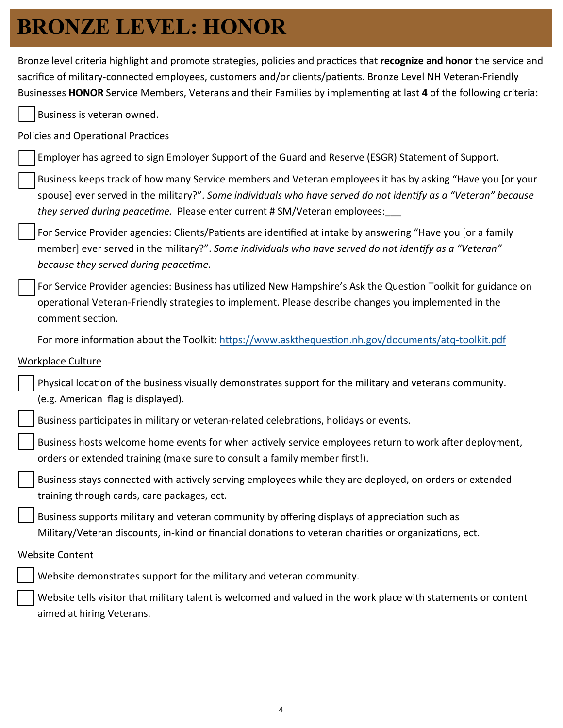# BRONZE LEVEL: HONOR

Bronze level criteria highlight and promote strategies, policies and practices that **recognize and honor** the service and sacrifice of military-connected employees, customers and/or clients/patients. Bronze Level NH Veteran-Friendly Businesses **HONOR** Service Members, Veterans and their Families by implementing at last **4** of the following criteria:

- [ ] Business is veteran owned.

Policies and Operational Practices

- [ ] Employer has agreed to sign Employer Support of the Guard and Reserve (ESGR) Statement of Support.
- [ ] Business keeps track of how many Service members and Veteran employees it has by asking "Have you [or your spouse] ever served in the military?". *Some individuals who have served do not identify as a "Veteran" because they served during peacetime.* Please enter current # SM/Veteran employees:___
- [ ] For Service Provider agencies: Clients/Patients are identified at intake by answering "Have you [or a family member] ever served in the military?". *Some individuals who have served do not identify as a "Veteran" because they served during peacetime.*
- [ ] For Service Provider agencies: Business has utilized New Hampshire's Ask the Question Toolkit for guidance on operational Veteran-Friendly strategies to implement. Please describe changes you implemented in the comment section.

  For more information about the Toolkit: https://www.askthequestion.nh.gov/documents/atq-toolkit.pdf

Workplace Culture

- [ ] Physical location of the business visually demonstrates support for the military and veterans community. (e.g. American flag is displayed).
- [ ] Business participates in military or veteran-related celebrations, holidays or events.
- [ ] Business hosts welcome home events for when actively service employees return to work after deployment, orders or extended training (make sure to consult a family member first!).
- [ ] Business stays connected with actively serving employees while they are deployed, on orders or extended training through cards, care packages, ect.
- [ ] Business supports military and veteran community by offering displays of appreciation such as Military/Veteran discounts, in-kind or financial donations to veteran charities or organizations, ect.

Website Content

- [ ] Website demonstrates support for the military and veteran community.
- [ ] Website tells visitor that military talent is welcomed and valued in the work place with statements or content aimed at hiring Veterans.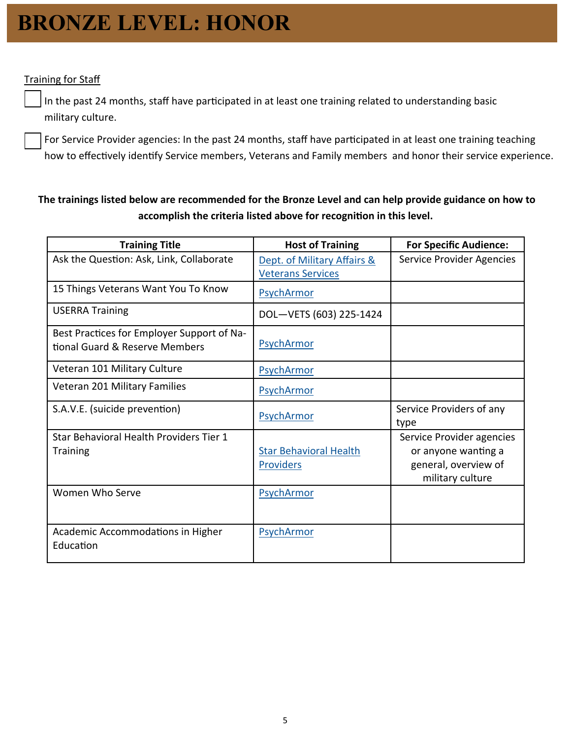# BRONZE LEVEL: HONOR

Training for Staff

☐ In the past 24 months, staff have participated in at least one training related to understanding basic military culture.

☐ For Service Provider agencies: In the past 24 months, staff have participated in at least one training teaching how to effectively identify Service members, Veterans and Family members and honor their service experience.

**The trainings listed below are recommended for the Bronze Level and can help provide guidance on how to accomplish the criteria listed above for recognition in this level.**

| Training Title | Host of Training | For Specific Audience: |
|---|---|---|
| Ask the Question: Ask, Link, Collaborate | Dept. of Military Affairs & Veterans Services | Service Provider Agencies |
| 15 Things Veterans Want You To Know | PsychArmor | |
| USERRA Training | DOL—VETS (603) 225-1424 | |
| Best Practices for Employer Support of National Guard & Reserve Members | PsychArmor | |
| Veteran 101 Military Culture | PsychArmor | |
| Veteran 201 Military Families | PsychArmor | |
| S.A.V.E. (suicide prevention) | PsychArmor | Service Providers of any type |
| Star Behavioral Health Providers Tier 1 Training | Star Behavioral Health Providers | Service Provider agencies or anyone wanting a general, overview of military culture |
| Women Who Serve | PsychArmor | |
| Academic Accommodations in Higher Education | PsychArmor | |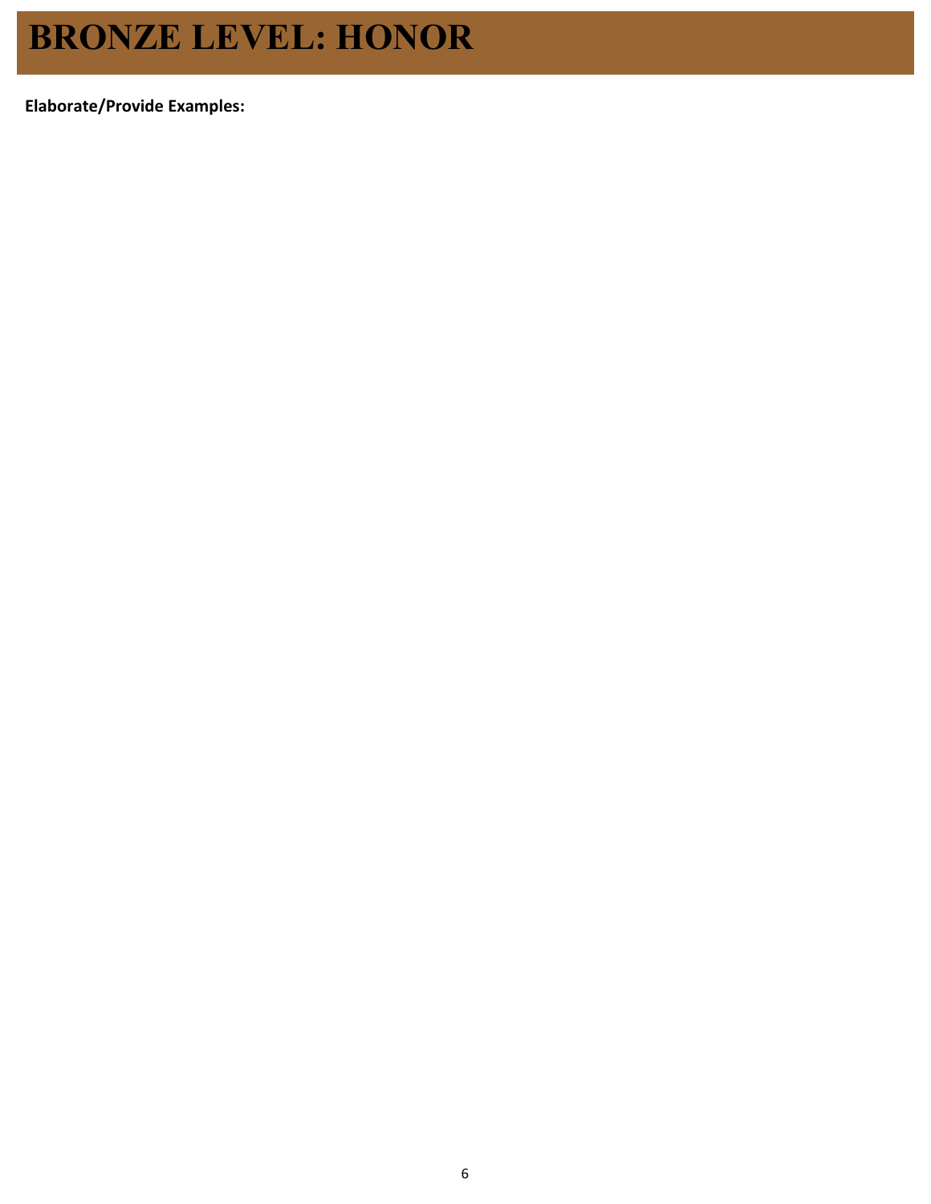# BRONZE LEVEL: HONOR

**Elaborate/Provide Examples:**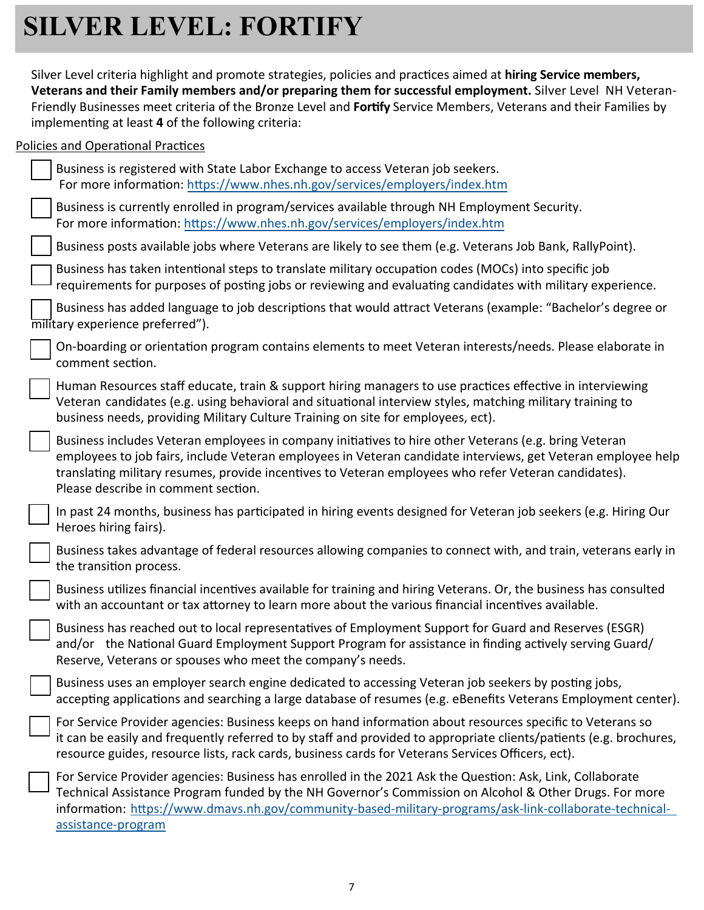# SILVER LEVEL: FORTIFY

Silver Level criteria highlight and promote strategies, policies and practices aimed at **hiring Service members, Veterans and their Family members and/or preparing them for successful employment.** Silver Level NH Veteran-Friendly Businesses meet criteria of the Bronze Level and **Fortify** Service Members, Veterans and their Families by implementing at least **4** of the following criteria:

Policies and Operational Practices

- ☐ Business is registered with State Labor Exchange to access Veteran job seekers. For more information: https://www.nhes.nh.gov/services/employers/index.htm
- ☐ Business is currently enrolled in program/services available through NH Employment Security. For more information: https://www.nhes.nh.gov/services/employers/index.htm
- ☐ Business posts available jobs where Veterans are likely to see them (e.g. Veterans Job Bank, RallyPoint).
- ☐ Business has taken intentional steps to translate military occupation codes (MOCs) into specific job requirements for purposes of posting jobs or reviewing and evaluating candidates with military experience.
- ☐ Business has added language to job descriptions that would attract Veterans (example: "Bachelor's degree or military experience preferred").
- ☐ On-boarding or orientation program contains elements to meet Veteran interests/needs. Please elaborate in comment section.
- ☐ Human Resources staff educate, train & support hiring managers to use practices effective in interviewing Veteran candidates (e.g. using behavioral and situational interview styles, matching military training to business needs, providing Military Culture Training on site for employees, ect).
- ☐ Business includes Veteran employees in company initiatives to hire other Veterans (e.g. bring Veteran employees to job fairs, include Veteran employees in Veteran candidate interviews, get Veteran employee help translating military resumes, provide incentives to Veteran employees who refer Veteran candidates). Please describe in comment section.
- ☐ In past 24 months, business has participated in hiring events designed for Veteran job seekers (e.g. Hiring Our Heroes hiring fairs).
- ☐ Business takes advantage of federal resources allowing companies to connect with, and train, veterans early in the transition process.
- ☐ Business utilizes financial incentives available for training and hiring Veterans. Or, the business has consulted with an accountant or tax attorney to learn more about the various financial incentives available.
- ☐ Business has reached out to local representatives of Employment Support for Guard and Reserves (ESGR) and/or the National Guard Employment Support Program for assistance in finding actively serving Guard/ Reserve, Veterans or spouses who meet the company's needs.
- ☐ Business uses an employer search engine dedicated to accessing Veteran job seekers by posting jobs, accepting applications and searching a large database of resumes (e.g. eBenefits Veterans Employment center).
- ☐ For Service Provider agencies: Business keeps on hand information about resources specific to Veterans so it can be easily and frequently referred to by staff and provided to appropriate clients/patients (e.g. brochures, resource guides, resource lists, rack cards, business cards for Veterans Services Officers, ect).
- ☐ For Service Provider agencies: Business has enrolled in the 2021 Ask the Question: Ask, Link, Collaborate Technical Assistance Program funded by the NH Governor's Commission on Alcohol & Other Drugs. For more information: https://www.dmavs.nh.gov/community-based-military-programs/ask-link-collaborate-technical-assistance-program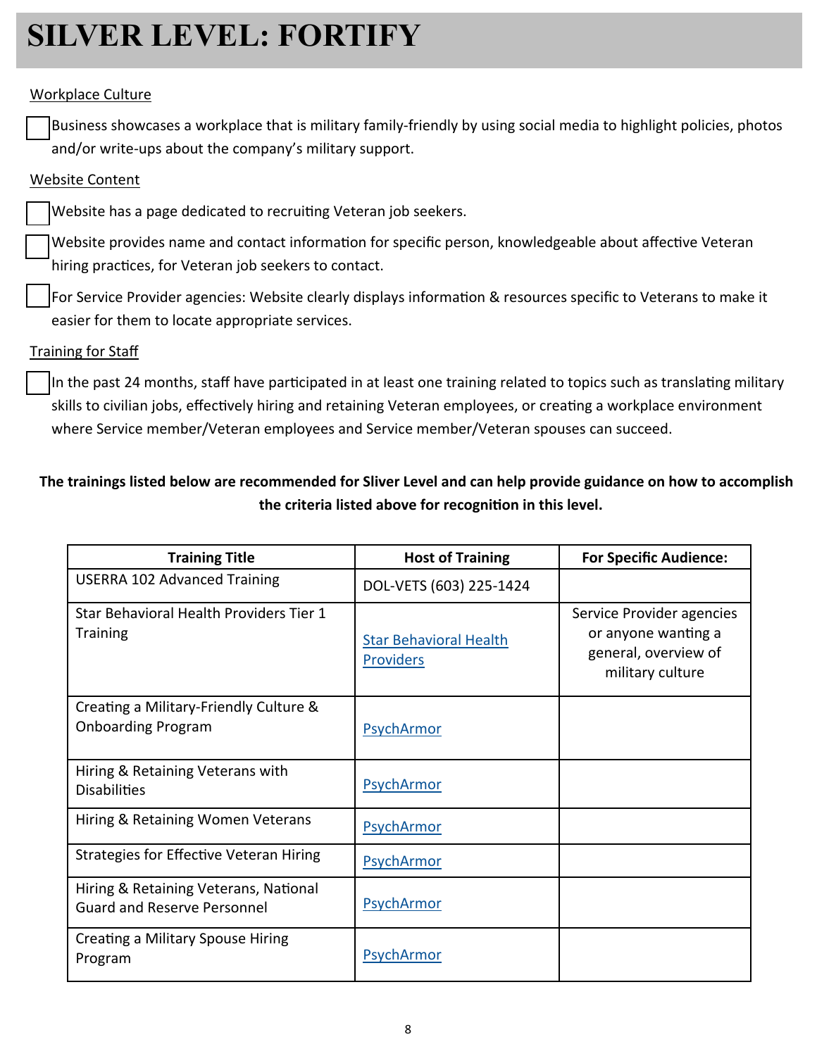# SILVER LEVEL: FORTIFY

Workplace Culture

- [ ] Business showcases a workplace that is military family-friendly by using social media to highlight policies, photos and/or write-ups about the company's military support.

Website Content

- [ ] Website has a page dedicated to recruiting Veteran job seekers.
- [ ] Website provides name and contact information for specific person, knowledgeable about affective Veteran hiring practices, for Veteran job seekers to contact.
- [ ] For Service Provider agencies: Website clearly displays information & resources specific to Veterans to make it easier for them to locate appropriate services.

Training for Staff

- [ ] In the past 24 months, staff have participated in at least one training related to topics such as translating military skills to civilian jobs, effectively hiring and retaining Veteran employees, or creating a workplace environment where Service member/Veteran employees and Service member/Veteran spouses can succeed.

**The trainings listed below are recommended for Sliver Level and can help provide guidance on how to accomplish the criteria listed above for recognition in this level.**

| Training Title | Host of Training | For Specific Audience: |
| --- | --- | --- |
| USERRA 102 Advanced Training | DOL-VETS (603) 225-1424 | |
| Star Behavioral Health Providers Tier 1 Training | Star Behavioral Health Providers | Service Provider agencies or anyone wanting a general, overview of military culture |
| Creating a Military-Friendly Culture & Onboarding Program | PsychArmor | |
| Hiring & Retaining Veterans with Disabilities | PsychArmor | |
| Hiring & Retaining Women Veterans | PsychArmor | |
| Strategies for Effective Veteran Hiring | PsychArmor | |
| Hiring & Retaining Veterans, National Guard and Reserve Personnel | PsychArmor | |
| Creating a Military Spouse Hiring Program | PsychArmor | |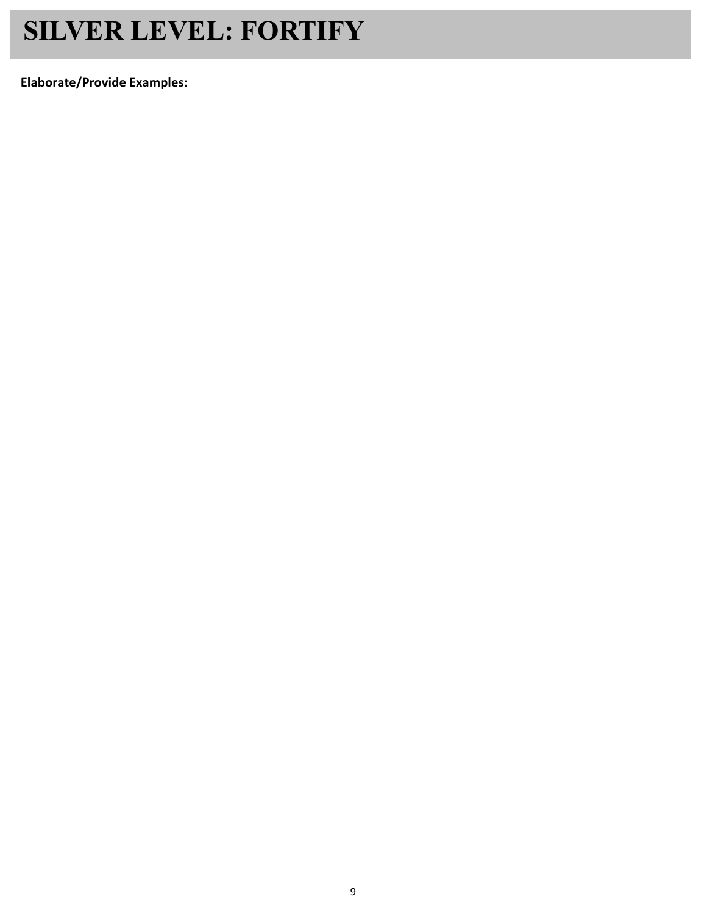# SILVER LEVEL: FORTIFY

**Elaborate/Provide Examples:**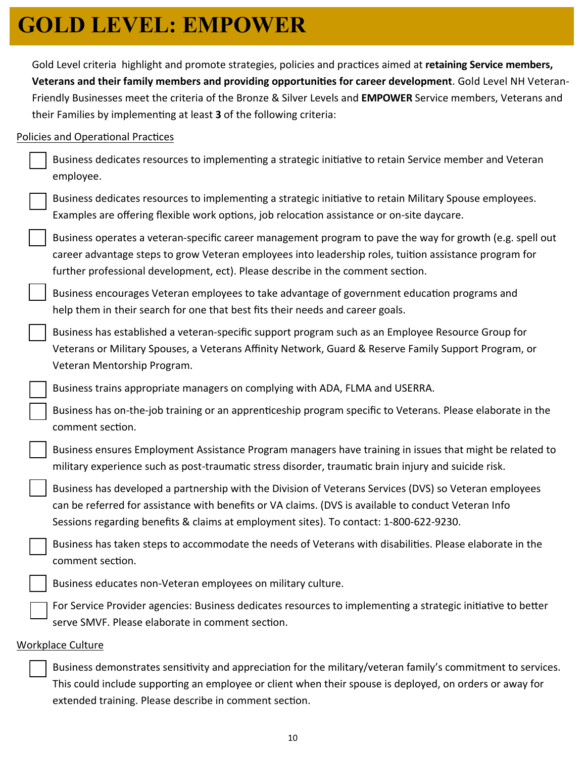# GOLD LEVEL: EMPOWER

Gold Level criteria highlight and promote strategies, policies and practices aimed at **retaining Service members, Veterans and their family members and providing opportunities for career development**. Gold Level NH Veteran-Friendly Businesses meet the criteria of the Bronze & Silver Levels and **EMPOWER** Service members, Veterans and their Families by implementing at least **3** of the following criteria:

Policies and Operational Practices

- [ ] Business dedicates resources to implementing a strategic initiative to retain Service member and Veteran employee.
- [ ] Business dedicates resources to implementing a strategic initiative to retain Military Spouse employees. Examples are offering flexible work options, job relocation assistance or on-site daycare.
- [ ] Business operates a veteran-specific career management program to pave the way for growth (e.g. spell out career advantage steps to grow Veteran employees into leadership roles, tuition assistance program for further professional development, ect). Please describe in the comment section.
- [ ] Business encourages Veteran employees to take advantage of government education programs and help them in their search for one that best fits their needs and career goals.
- [ ] Business has established a veteran-specific support program such as an Employee Resource Group for Veterans or Military Spouses, a Veterans Affinity Network, Guard & Reserve Family Support Program, or Veteran Mentorship Program.
- [ ] Business trains appropriate managers on complying with ADA, FLMA and USERRA.
- [ ] Business has on-the-job training or an apprenticeship program specific to Veterans. Please elaborate in the comment section.
- [ ] Business ensures Employment Assistance Program managers have training in issues that might be related to military experience such as post-traumatic stress disorder, traumatic brain injury and suicide risk.
- [ ] Business has developed a partnership with the Division of Veterans Services (DVS) so Veteran employees can be referred for assistance with benefits or VA claims. (DVS is available to conduct Veteran Info Sessions regarding benefits & claims at employment sites). To contact: 1-800-622-9230.
- [ ] Business has taken steps to accommodate the needs of Veterans with disabilities. Please elaborate in the comment section.
- [ ] Business educates non-Veteran employees on military culture.
- [ ] For Service Provider agencies: Business dedicates resources to implementing a strategic initiative to better serve SMVF. Please elaborate in comment section.

Workplace Culture

- [ ] Business demonstrates sensitivity and appreciation for the military/veteran family's commitment to services. This could include supporting an employee or client when their spouse is deployed, on orders or away for extended training. Please describe in comment section.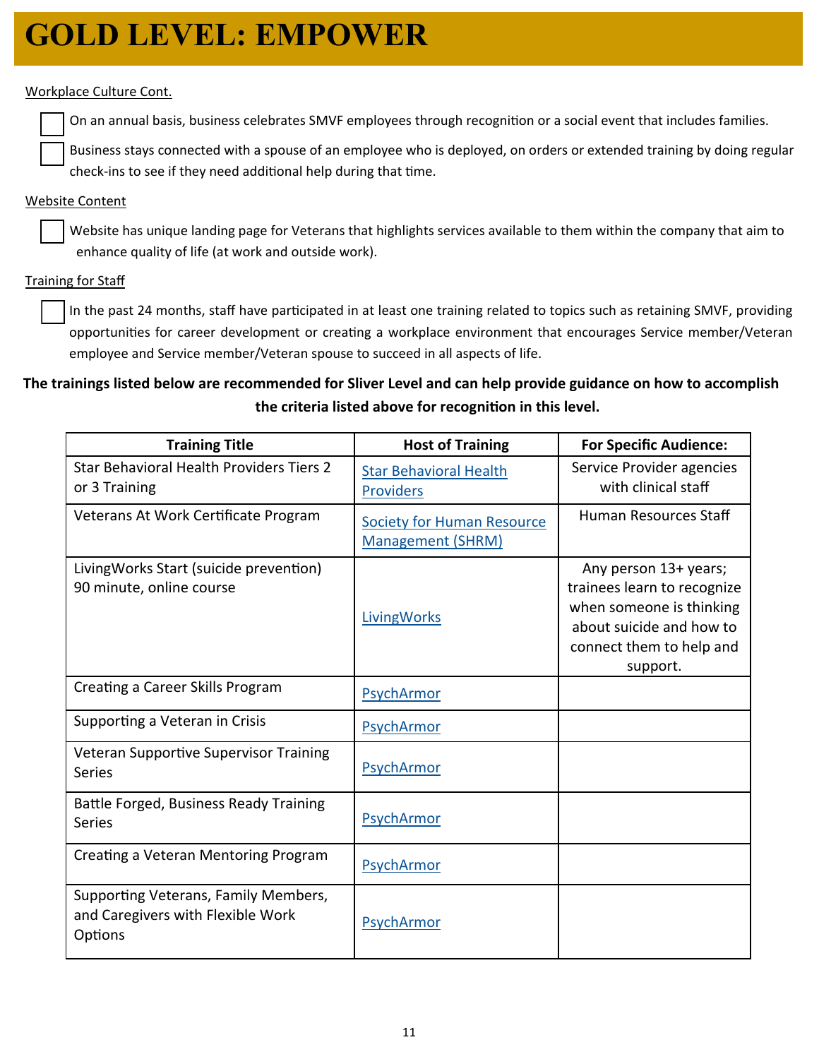# GOLD LEVEL: EMPOWER

Workplace Culture Cont.

- [ ] On an annual basis, business celebrates SMVF employees through recognition or a social event that includes families.
- [ ] Business stays connected with a spouse of an employee who is deployed, on orders or extended training by doing regular check-ins to see if they need additional help during that time.

Website Content

- [ ] Website has unique landing page for Veterans that highlights services available to them within the company that aim to enhance quality of life (at work and outside work).

Training for Staff

- [ ] In the past 24 months, staff have participated in at least one training related to topics such as retaining SMVF, providing opportunities for career development or creating a workplace environment that encourages Service member/Veteran employee and Service member/Veteran spouse to succeed in all aspects of life.

**The trainings listed below are recommended for Sliver Level and can help provide guidance on how to accomplish the criteria listed above for recognition in this level.**

| Training Title | Host of Training | For Specific Audience: |
|---|---|---|
| Star Behavioral Health Providers Tiers 2 or 3 Training | Star Behavioral Health Providers | Service Provider agencies with clinical staff |
| Veterans At Work Certificate Program | Society for Human Resource Management (SHRM) | Human Resources Staff |
| LivingWorks Start (suicide prevention) 90 minute, online course | LivingWorks | Any person 13+ years; trainees learn to recognize when someone is thinking about suicide and how to connect them to help and support. |
| Creating a Career Skills Program | PsychArmor | |
| Supporting a Veteran in Crisis | PsychArmor | |
| Veteran Supportive Supervisor Training Series | PsychArmor | |
| Battle Forged, Business Ready Training Series | PsychArmor | |
| Creating a Veteran Mentoring Program | PsychArmor | |
| Supporting Veterans, Family Members, and Caregivers with Flexible Work Options | PsychArmor | |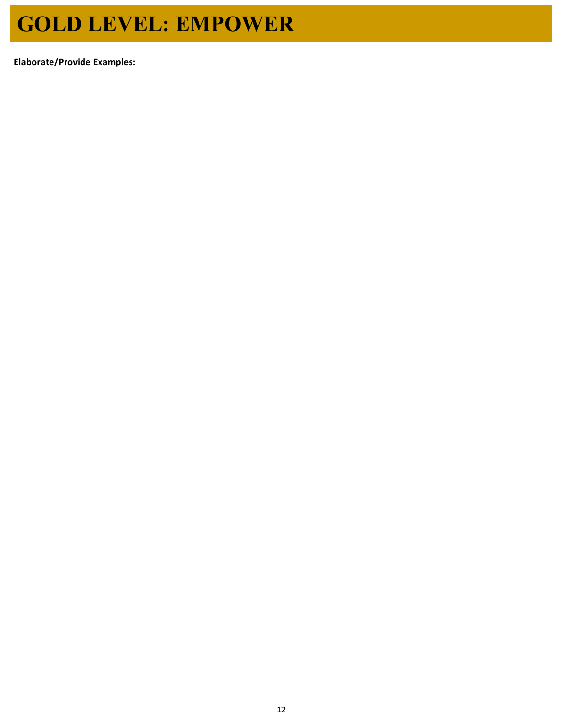# GOLD LEVEL: EMPOWER

**Elaborate/Provide Examples:**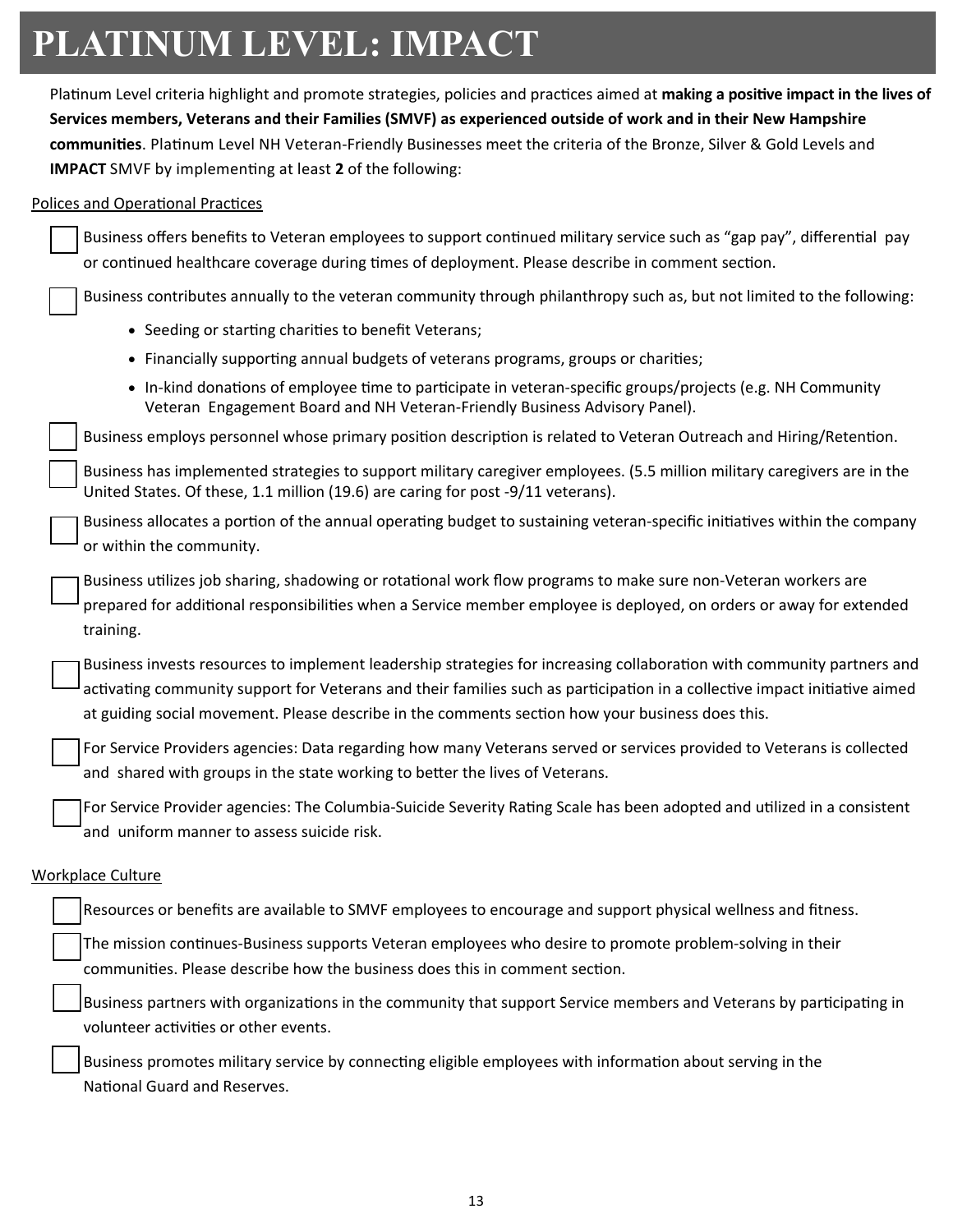# PLATINUM LEVEL: IMPACT

Platinum Level criteria highlight and promote strategies, policies and practices aimed at **making a positive impact in the lives of Services members, Veterans and their Families (SMVF) as experienced outside of work and in their New Hampshire communities**. Platinum Level NH Veteran-Friendly Businesses meet the criteria of the Bronze, Silver & Gold Levels and **IMPACT** SMVF by implementing at least **2** of the following:

Polices and Operational Practices

- [ ] Business offers benefits to Veteran employees to support continued military service such as "gap pay", differential pay or continued healthcare coverage during times of deployment. Please describe in comment section.
- [ ] Business contributes annually to the veteran community through philanthropy such as, but not limited to the following:
  - Seeding or starting charities to benefit Veterans;
  - Financially supporting annual budgets of veterans programs, groups or charities;
  - In-kind donations of employee time to participate in veteran-specific groups/projects (e.g. NH Community Veteran Engagement Board and NH Veteran-Friendly Business Advisory Panel).
- [ ] Business employs personnel whose primary position description is related to Veteran Outreach and Hiring/Retention.
- [ ] Business has implemented strategies to support military caregiver employees. (5.5 million military caregivers are in the United States. Of these, 1.1 million (19.6) are caring for post -9/11 veterans).
- [ ] Business allocates a portion of the annual operating budget to sustaining veteran-specific initiatives within the company or within the community.
- [ ] Business utilizes job sharing, shadowing or rotational work flow programs to make sure non-Veteran workers are prepared for additional responsibilities when a Service member employee is deployed, on orders or away for extended training.
- [ ] Business invests resources to implement leadership strategies for increasing collaboration with community partners and activating community support for Veterans and their families such as participation in a collective impact initiative aimed at guiding social movement. Please describe in the comments section how your business does this.
- [ ] For Service Providers agencies: Data regarding how many Veterans served or services provided to Veterans is collected and shared with groups in the state working to better the lives of Veterans.
- [ ] For Service Provider agencies: The Columbia-Suicide Severity Rating Scale has been adopted and utilized in a consistent and uniform manner to assess suicide risk.

Workplace Culture

- [ ] Resources or benefits are available to SMVF employees to encourage and support physical wellness and fitness.
- [ ] The mission continues-Business supports Veteran employees who desire to promote problem-solving in their communities. Please describe how the business does this in comment section.
- [ ] Business partners with organizations in the community that support Service members and Veterans by participating in volunteer activities or other events.
- [ ] Business promotes military service by connecting eligible employees with information about serving in the National Guard and Reserves.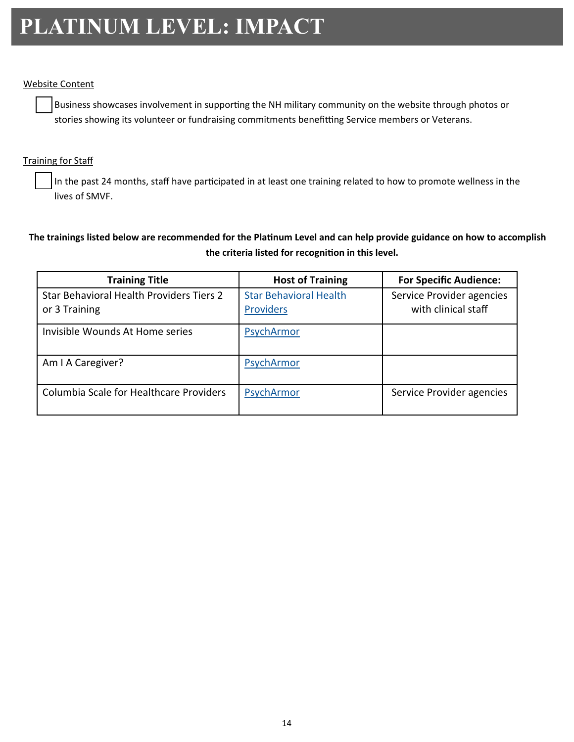# PLATINUM LEVEL: IMPACT

Website Content

- [ ] Business showcases involvement in supporting the NH military community on the website through photos or stories showing its volunteer or fundraising commitments benefitting Service members or Veterans.

Training for Staff

- [ ] In the past 24 months, staff have participated in at least one training related to how to promote wellness in the lives of SMVF.

**The trainings listed below are recommended for the Platinum Level and can help provide guidance on how to accomplish the criteria listed for recognition in this level.**

| Training Title | Host of Training | For Specific Audience: |
|---|---|---|
| Star Behavioral Health Providers Tiers 2 or 3 Training | Star Behavioral Health Providers | Service Provider agencies with clinical staff |
| Invisible Wounds At Home series | PsychArmor | |
| Am I A Caregiver? | PsychArmor | |
| Columbia Scale for Healthcare Providers | PsychArmor | Service Provider agencies |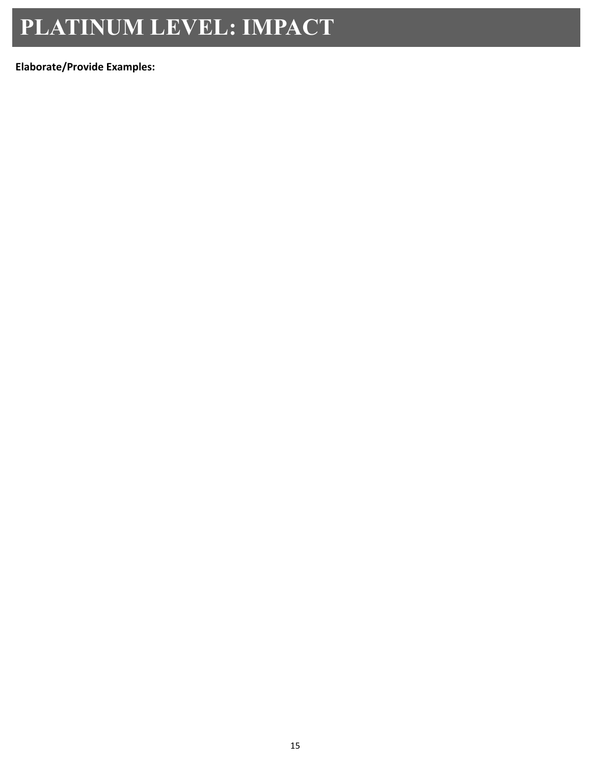# PLATINUM LEVEL: IMPACT

**Elaborate/Provide Examples:**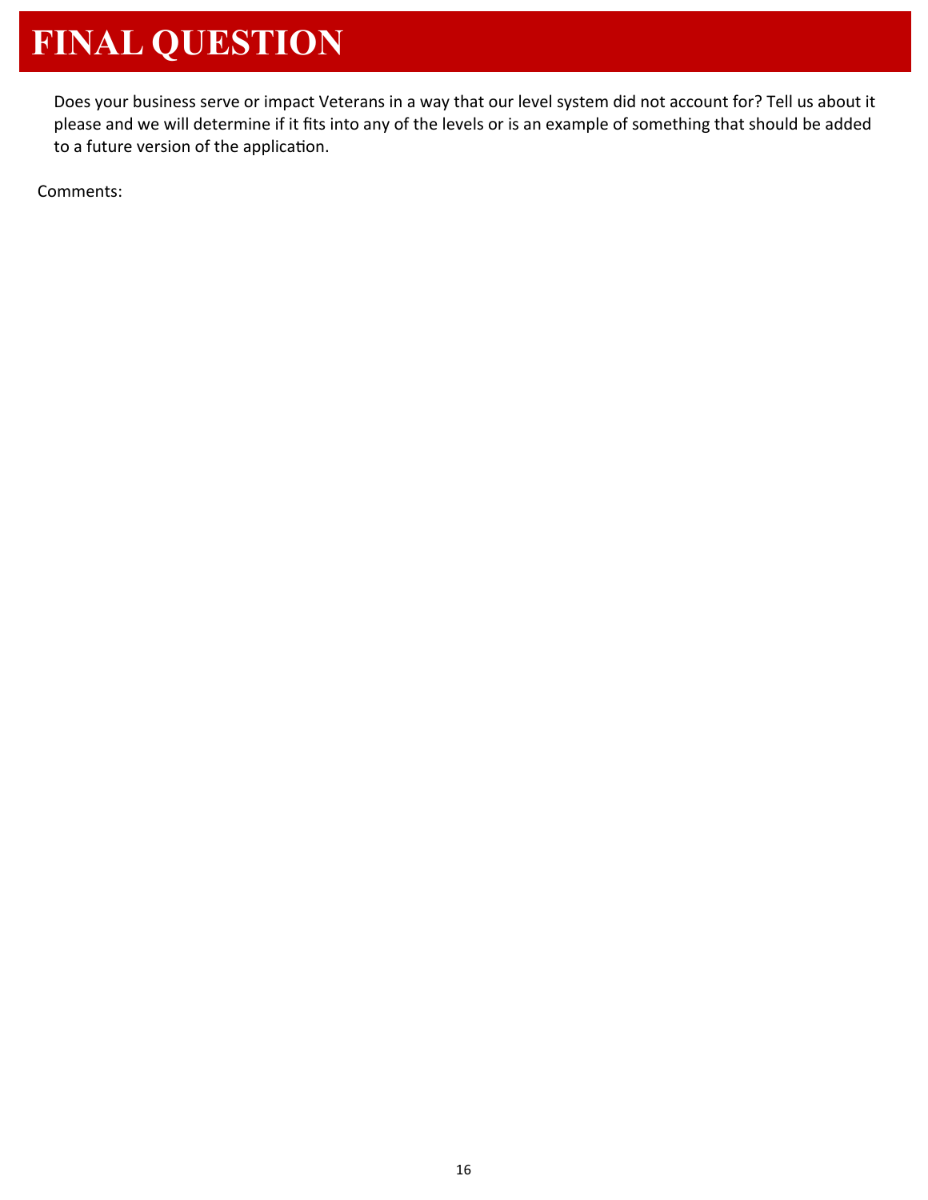# FINAL QUESTION

Does your business serve or impact Veterans in a way that our level system did not account for? Tell us about it please and we will determine if it fits into any of the levels or is an example of something that should be added to a future version of the application.

Comments: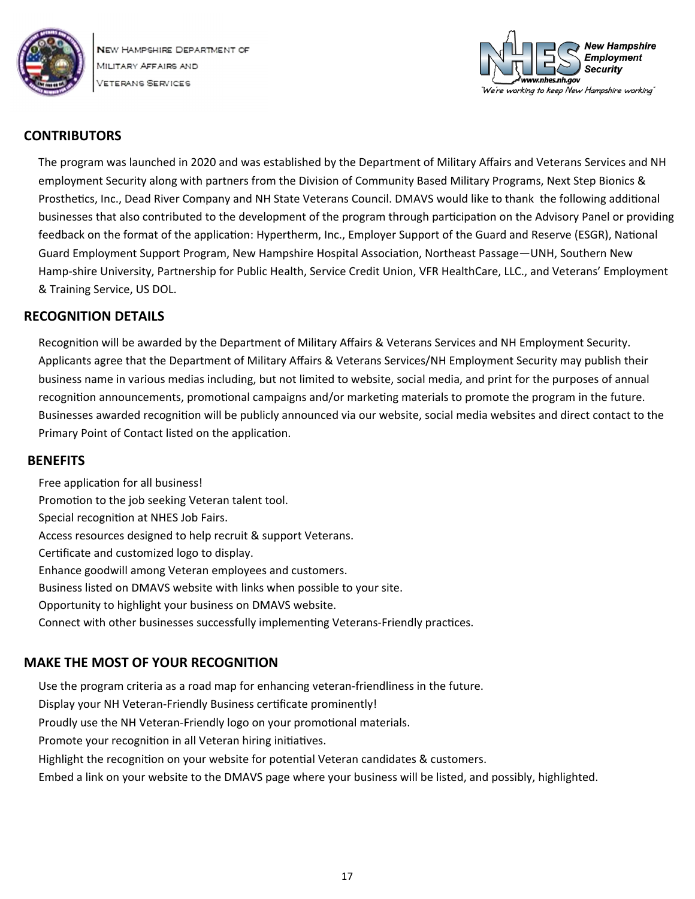## CONTRIBUTORS

The program was launched in 2020 and was established by the Department of Military Affairs and Veterans Services and NH employment Security along with partners from the Division of Community Based Military Programs, Next Step Bionics & Prosthetics, Inc., Dead River Company and NH State Veterans Council. DMAVS would like to thank the following additional businesses that also contributed to the development of the program through participation on the Advisory Panel or providing feedback on the format of the application: Hypertherm, Inc., Employer Support of the Guard and Reserve (ESGR), National Guard Employment Support Program, New Hampshire Hospital Association, Northeast Passage—UNH, Southern New Hamp-shire University, Partnership for Public Health, Service Credit Union, VFR HealthCare, LLC., and Veterans' Employment & Training Service, US DOL.

## RECOGNITION DETAILS

Recognition will be awarded by the Department of Military Affairs & Veterans Services and NH Employment Security. Applicants agree that the Department of Military Affairs & Veterans Services/NH Employment Security may publish their business name in various medias including, but not limited to website, social media, and print for the purposes of annual recognition announcements, promotional campaigns and/or marketing materials to promote the program in the future. Businesses awarded recognition will be publicly announced via our website, social media websites and direct contact to the Primary Point of Contact listed on the application.

## BENEFITS

Free application for all business!
Promotion to the job seeking Veteran talent tool.
Special recognition at NHES Job Fairs.
Access resources designed to help recruit & support Veterans.
Certificate and customized logo to display.
Enhance goodwill among Veteran employees and customers.
Business listed on DMAVS website with links when possible to your site.
Opportunity to highlight your business on DMAVS website.
Connect with other businesses successfully implementing Veterans-Friendly practices.

## MAKE THE MOST OF YOUR RECOGNITION

Use the program criteria as a road map for enhancing veteran-friendliness in the future.
Display your NH Veteran-Friendly Business certificate prominently!
Proudly use the NH Veteran-Friendly logo on your promotional materials.
Promote your recognition in all Veteran hiring initiatives.
Highlight the recognition on your website for potential Veteran candidates & customers.
Embed a link on your website to the DMAVS page where your business will be listed, and possibly, highlighted.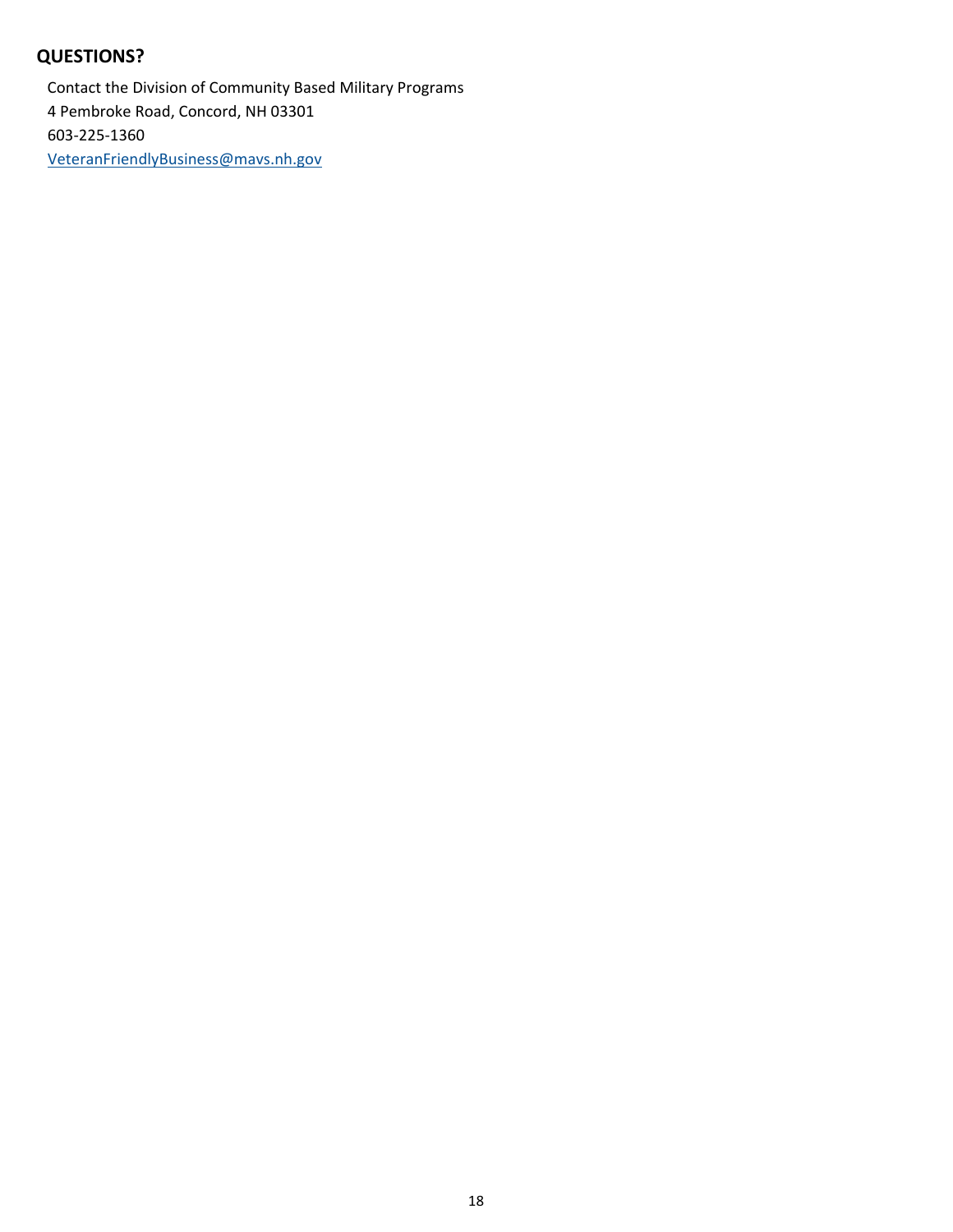## QUESTIONS?

Contact the Division of Community Based Military Programs
4 Pembroke Road, Concord, NH 03301
603-225-1360
VeteranFriendlyBusiness@mavs.nh.gov